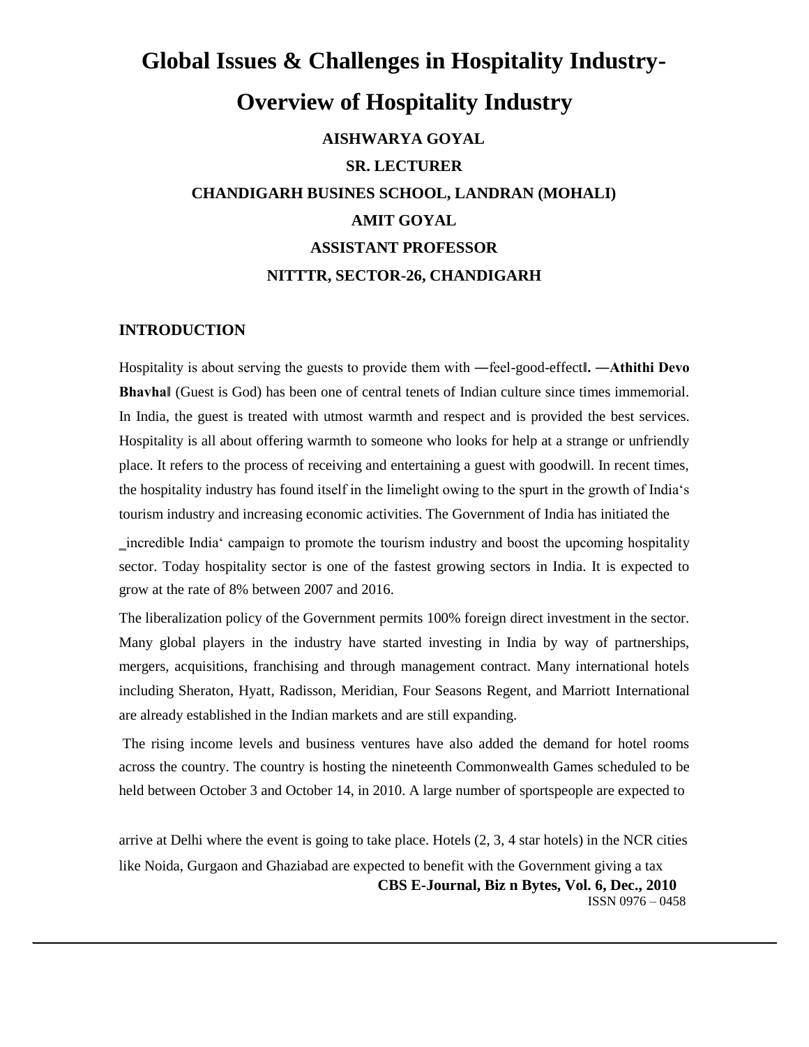# Global Issues & Challenges in Hospitality Industry-Overview of Hospitality Industry

**AISHWARYA GOYAL**

**SR. LECTURER**

**CHANDIGARH BUSINES SCHOOL, LANDRAN (MOHALI)**

**AMIT GOYAL**

**ASSISTANT PROFESSOR**

**NITTTR, SECTOR-26, CHANDIGARH**

## INTRODUCTION

Hospitality is about serving the guests to provide them with ―feel-good-effect‖. ―**Athithi Devo Bhavha**‖ (Guest is God) has been one of central tenets of Indian culture since times immemorial. In India, the guest is treated with utmost warmth and respect and is provided the best services. Hospitality is all about offering warmth to someone who looks for help at a strange or unfriendly place. It refers to the process of receiving and entertaining a guest with goodwill. In recent times, the hospitality industry has found itself in the limelight owing to the spurt in the growth of India‘s tourism industry and increasing economic activities. The Government of India has initiated the ‗incredible India‘ campaign to promote the tourism industry and boost the upcoming hospitality sector. Today hospitality sector is one of the fastest growing sectors in India. It is expected to grow at the rate of 8% between 2007 and 2016.

The liberalization policy of the Government permits 100% foreign direct investment in the sector. Many global players in the industry have started investing in India by way of partnerships, mergers, acquisitions, franchising and through management contract. Many international hotels including Sheraton, Hyatt, Radisson, Meridian, Four Seasons Regent, and Marriott International are already established in the Indian markets and are still expanding.

The rising income levels and business ventures have also added the demand for hotel rooms across the country. The country is hosting the nineteenth Commonwealth Games scheduled to be held between October 3 and October 14, in 2010. A large number of sportspeople are expected to arrive at Delhi where the event is going to take place. Hotels (2, 3, 4 star hotels) in the NCR cities like Noida, Gurgaon and Ghaziabad are expected to benefit with the Government giving a tax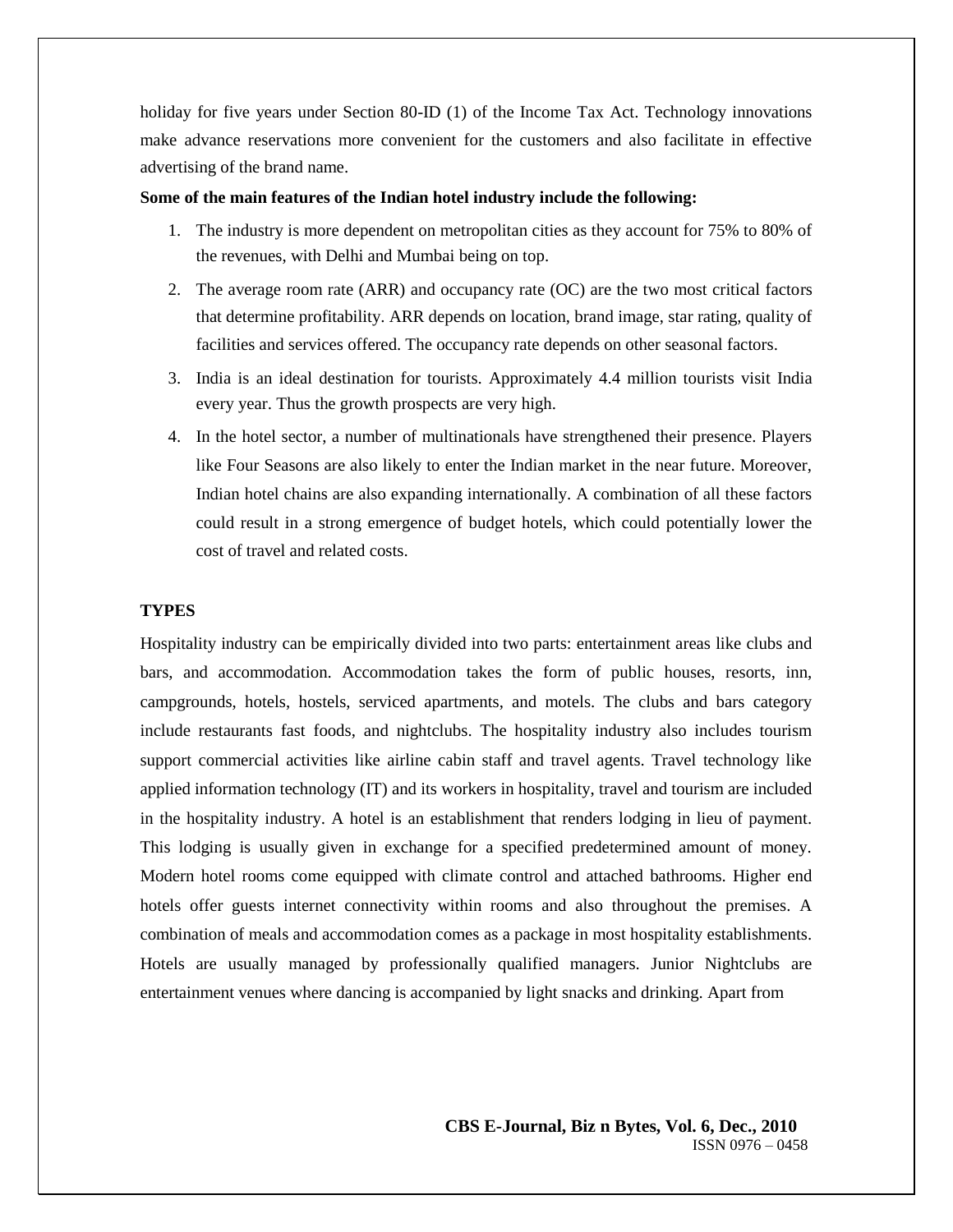holiday for five years under Section 80-ID (1) of the Income Tax Act. Technology innovations make advance reservations more convenient for the customers and also facilitate in effective advertising of the brand name.

**Some of the main features of the Indian hotel industry include the following:**

1. The industry is more dependent on metropolitan cities as they account for 75% to 80% of the revenues, with Delhi and Mumbai being on top.
2. The average room rate (ARR) and occupancy rate (OC) are the two most critical factors that determine profitability. ARR depends on location, brand image, star rating, quality of facilities and services offered. The occupancy rate depends on other seasonal factors.
3. India is an ideal destination for tourists. Approximately 4.4 million tourists visit India every year. Thus the growth prospects are very high.
4. In the hotel sector, a number of multinationals have strengthened their presence. Players like Four Seasons are also likely to enter the Indian market in the near future. Moreover, Indian hotel chains are also expanding internationally. A combination of all these factors could result in a strong emergence of budget hotels, which could potentially lower the cost of travel and related costs.

**TYPES**

Hospitality industry can be empirically divided into two parts: entertainment areas like clubs and bars, and accommodation. Accommodation takes the form of public houses, resorts, inn, campgrounds, hotels, hostels, serviced apartments, and motels. The clubs and bars category include restaurants fast foods, and nightclubs. The hospitality industry also includes tourism support commercial activities like airline cabin staff and travel agents. Travel technology like applied information technology (IT) and its workers in hospitality, travel and tourism are included in the hospitality industry. A hotel is an establishment that renders lodging in lieu of payment. This lodging is usually given in exchange for a specified predetermined amount of money. Modern hotel rooms come equipped with climate control and attached bathrooms. Higher end hotels offer guests internet connectivity within rooms and also throughout the premises. A combination of meals and accommodation comes as a package in most hospitality establishments. Hotels are usually managed by professionally qualified managers. Junior Nightclubs are entertainment venues where dancing is accompanied by light snacks and drinking. Apart from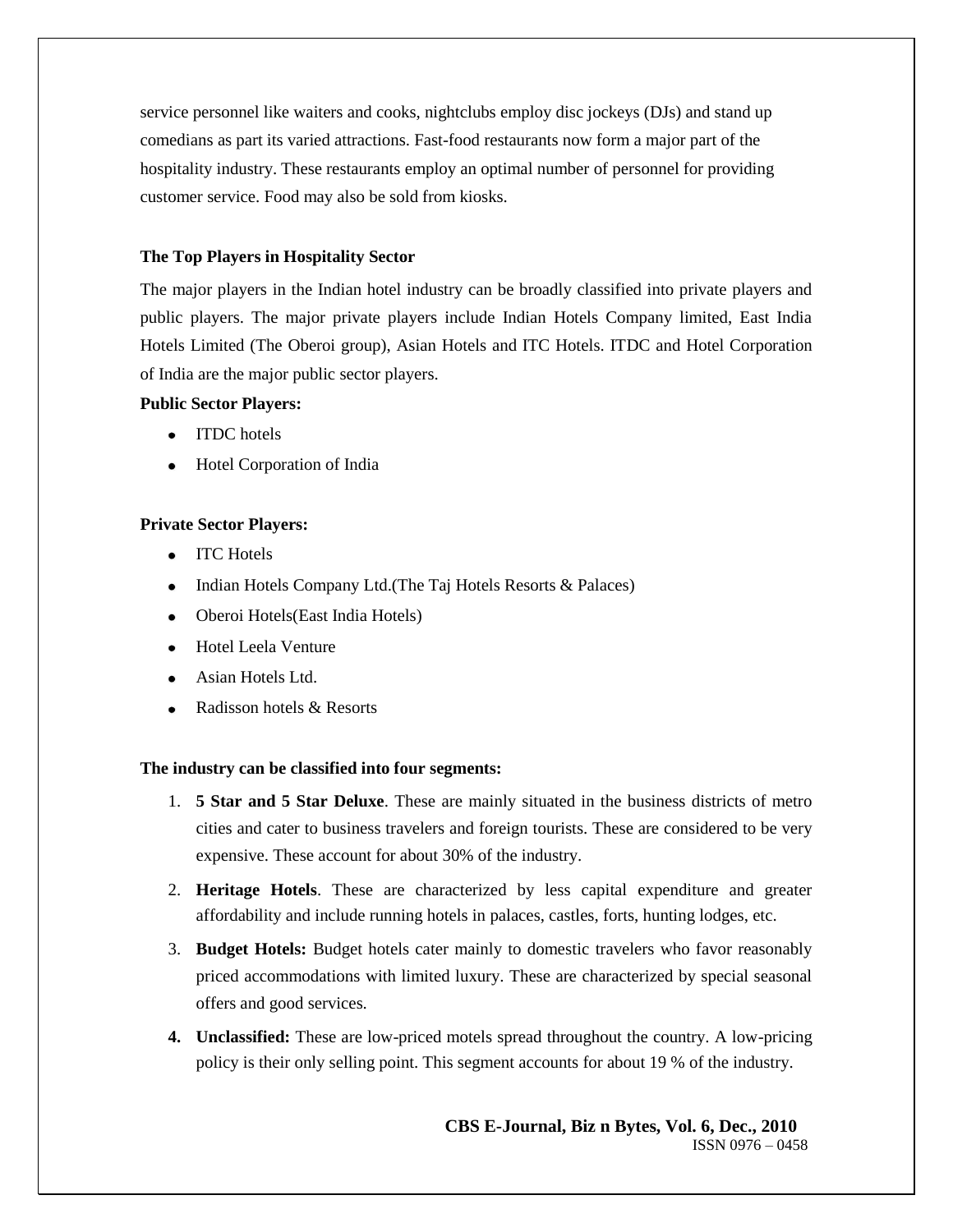service personnel like waiters and cooks, nightclubs employ disc jockeys (DJs) and stand up comedians as part its varied attractions. Fast-food restaurants now form a major part of the hospitality industry. These restaurants employ an optimal number of personnel for providing customer service. Food may also be sold from kiosks.

### The Top Players in Hospitality Sector

The major players in the Indian hotel industry can be broadly classified into private players and public players. The major private players include Indian Hotels Company limited, East India Hotels Limited (The Oberoi group), Asian Hotels and ITC Hotels. ITDC and Hotel Corporation of India are the major public sector players.

**Public Sector Players:**

- ITDC hotels
- Hotel Corporation of India

**Private Sector Players:**

- ITC Hotels
- Indian Hotels Company Ltd.(The Taj Hotels Resorts & Palaces)
- Oberoi Hotels(East India Hotels)
- Hotel Leela Venture
- Asian Hotels Ltd.
- Radisson hotels & Resorts

**The industry can be classified into four segments:**

1. **5 Star and 5 Star Deluxe**. These are mainly situated in the business districts of metro cities and cater to business travelers and foreign tourists. These are considered to be very expensive. These account for about 30% of the industry.
2. **Heritage Hotels**. These are characterized by less capital expenditure and greater affordability and include running hotels in palaces, castles, forts, hunting lodges, etc.
3. **Budget Hotels:** Budget hotels cater mainly to domestic travelers who favor reasonably priced accommodations with limited luxury. These are characterized by special seasonal offers and good services.
4. **Unclassified:** These are low-priced motels spread throughout the country. A low-pricing policy is their only selling point. This segment accounts for about 19 % of the industry.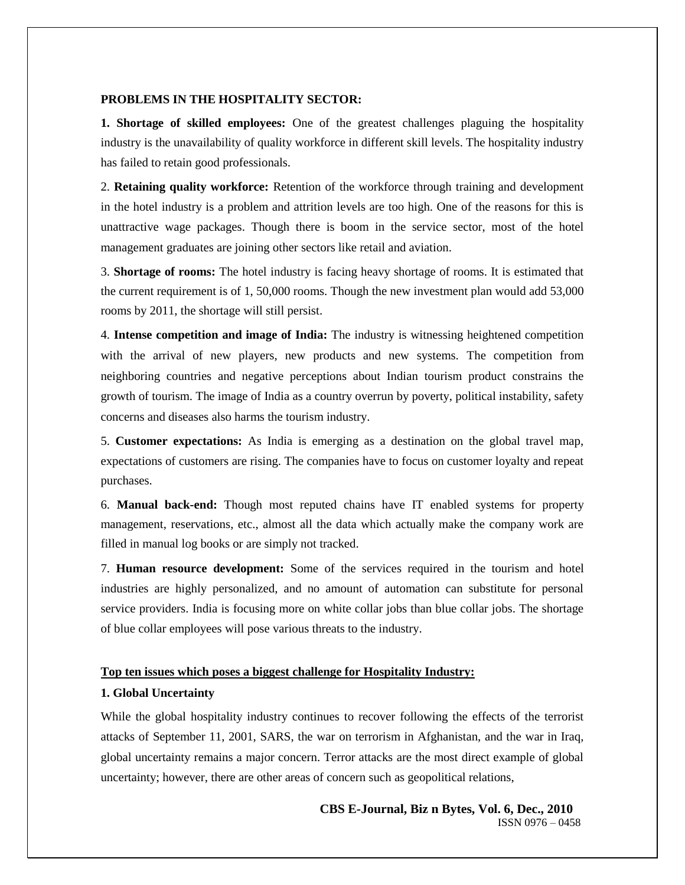**PROBLEMS IN THE HOSPITALITY SECTOR:**

**1. Shortage of skilled employees:** One of the greatest challenges plaguing the hospitality industry is the unavailability of quality workforce in different skill levels. The hospitality industry has failed to retain good professionals.

2. **Retaining quality workforce:** Retention of the workforce through training and development in the hotel industry is a problem and attrition levels are too high. One of the reasons for this is unattractive wage packages. Though there is boom in the service sector, most of the hotel management graduates are joining other sectors like retail and aviation.

3. **Shortage of rooms:** The hotel industry is facing heavy shortage of rooms. It is estimated that the current requirement is of 1, 50,000 rooms. Though the new investment plan would add 53,000 rooms by 2011, the shortage will still persist.

4. **Intense competition and image of India:** The industry is witnessing heightened competition with the arrival of new players, new products and new systems. The competition from neighboring countries and negative perceptions about Indian tourism product constrains the growth of tourism. The image of India as a country overrun by poverty, political instability, safety concerns and diseases also harms the tourism industry.

5. **Customer expectations:** As India is emerging as a destination on the global travel map, expectations of customers are rising. The companies have to focus on customer loyalty and repeat purchases.

6. **Manual back-end:** Though most reputed chains have IT enabled systems for property management, reservations, etc., almost all the data which actually make the company work are filled in manual log books or are simply not tracked.

7. **Human resource development:** Some of the services required in the tourism and hotel industries are highly personalized, and no amount of automation can substitute for personal service providers. India is focusing more on white collar jobs than blue collar jobs. The shortage of blue collar employees will pose various threats to the industry.

**Top ten issues which poses a biggest challenge for Hospitality Industry:**

**1. Global Uncertainty**

While the global hospitality industry continues to recover following the effects of the terrorist attacks of September 11, 2001, SARS, the war on terrorism in Afghanistan, and the war in Iraq, global uncertainty remains a major concern. Terror attacks are the most direct example of global uncertainty; however, there are other areas of concern such as geopolitical relations,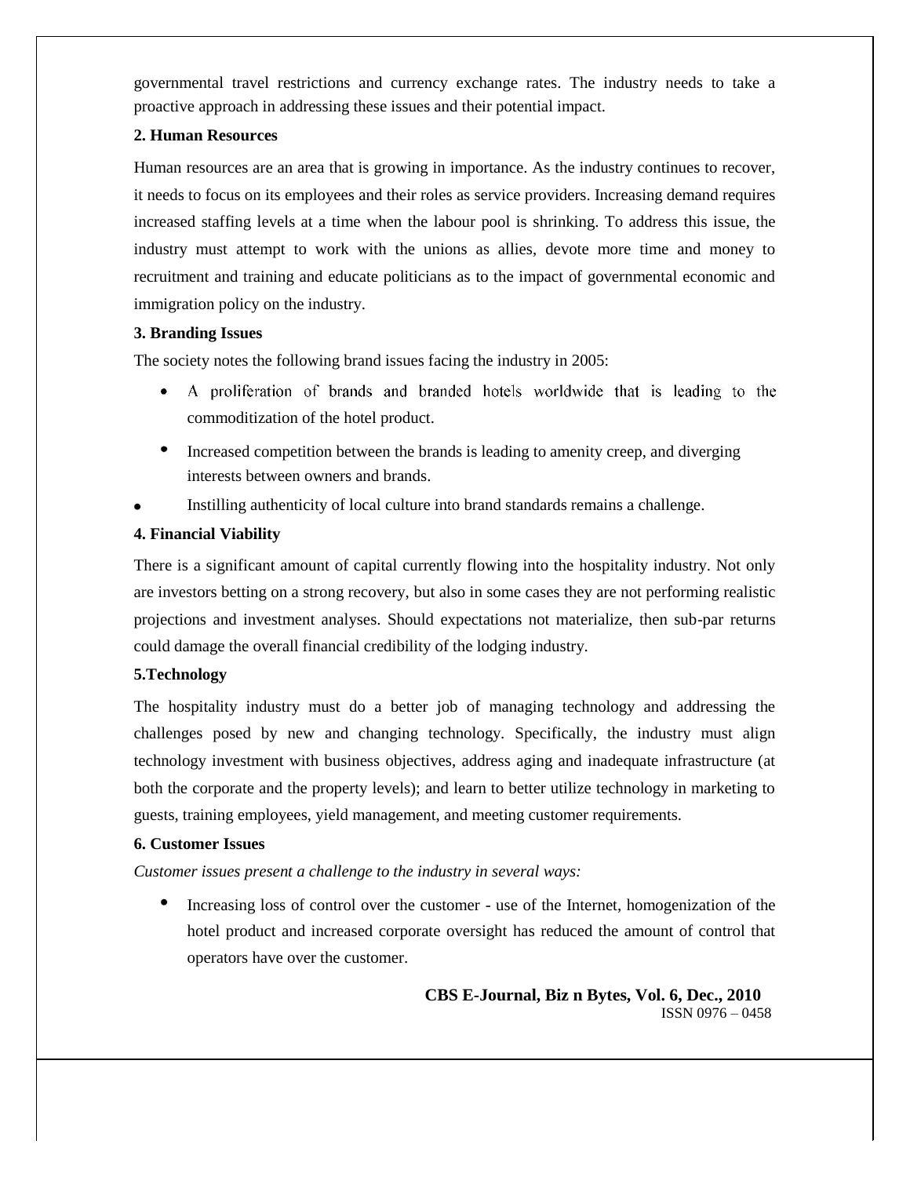governmental travel restrictions and currency exchange rates. The industry needs to take a proactive approach in addressing these issues and their potential impact.

**2. Human Resources**

Human resources are an area that is growing in importance. As the industry continues to recover, it needs to focus on its employees and their roles as service providers. Increasing demand requires increased staffing levels at a time when the labour pool is shrinking. To address this issue, the industry must attempt to work with the unions as allies, devote more time and money to recruitment and training and educate politicians as to the impact of governmental economic and immigration policy on the industry.

**3. Branding Issues**

The society notes the following brand issues facing the industry in 2005:

- A proliferation of brands and branded hotels worldwide that is leading to the commoditization of the hotel product.
- Increased competition between the brands is leading to amenity creep, and diverging interests between owners and brands.
- Instilling authenticity of local culture into brand standards remains a challenge.

**4. Financial Viability**

There is a significant amount of capital currently flowing into the hospitality industry. Not only are investors betting on a strong recovery, but also in some cases they are not performing realistic projections and investment analyses. Should expectations not materialize, then sub-par returns could damage the overall financial credibility of the lodging industry.

**5.Technology**

The hospitality industry must do a better job of managing technology and addressing the challenges posed by new and changing technology. Specifically, the industry must align technology investment with business objectives, address aging and inadequate infrastructure (at both the corporate and the property levels); and learn to better utilize technology in marketing to guests, training employees, yield management, and meeting customer requirements.

**6. Customer Issues**

*Customer issues present a challenge to the industry in several ways:*

- Increasing loss of control over the customer - use of the Internet, homogenization of the hotel product and increased corporate oversight has reduced the amount of control that operators have over the customer.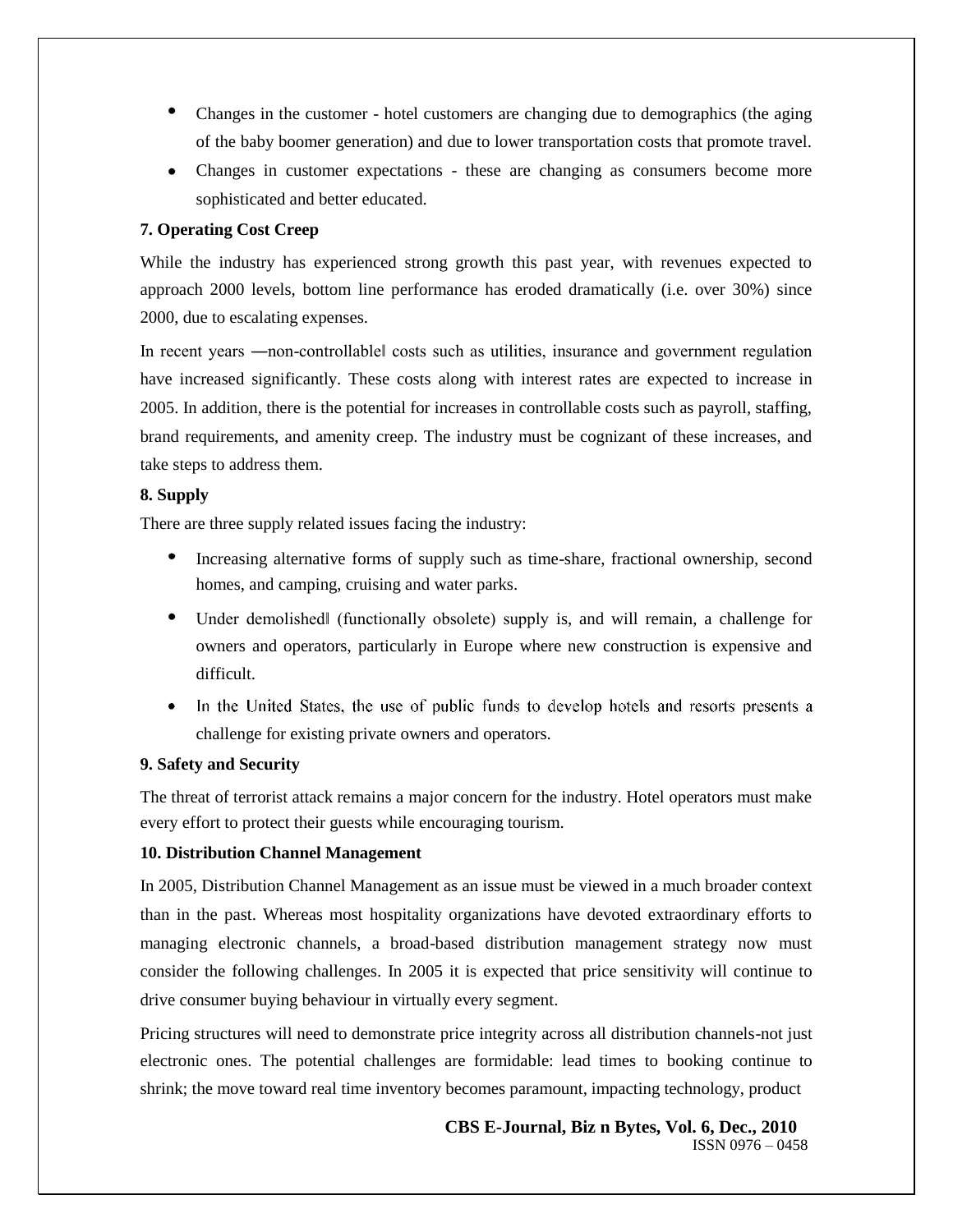- Changes in the customer - hotel customers are changing due to demographics (the aging of the baby boomer generation) and due to lower transportation costs that promote travel.
- Changes in customer expectations - these are changing as consumers become more sophisticated and better educated.

**7. Operating Cost Creep**

While the industry has experienced strong growth this past year, with revenues expected to approach 2000 levels, bottom line performance has eroded dramatically (i.e. over 30%) since 2000, due to escalating expenses.

In recent years ―non-controllable‖ costs such as utilities, insurance and government regulation have increased significantly. These costs along with interest rates are expected to increase in 2005. In addition, there is the potential for increases in controllable costs such as payroll, staffing, brand requirements, and amenity creep. The industry must be cognizant of these increases, and take steps to address them.

**8. Supply**

There are three supply related issues facing the industry:

- Increasing alternative forms of supply such as time-share, fractional ownership, second homes, and camping, cruising and water parks.
- Under demolished‖ (functionally obsolete) supply is, and will remain, a challenge for owners and operators, particularly in Europe where new construction is expensive and difficult.
- In the United States, the use of public funds to develop hotels and resorts presents a challenge for existing private owners and operators.

**9. Safety and Security**

The threat of terrorist attack remains a major concern for the industry. Hotel operators must make every effort to protect their guests while encouraging tourism.

**10. Distribution Channel Management**

In 2005, Distribution Channel Management as an issue must be viewed in a much broader context than in the past. Whereas most hospitality organizations have devoted extraordinary efforts to managing electronic channels, a broad-based distribution management strategy now must consider the following challenges. In 2005 it is expected that price sensitivity will continue to drive consumer buying behaviour in virtually every segment.

Pricing structures will need to demonstrate price integrity across all distribution channels-not just electronic ones. The potential challenges are formidable: lead times to booking continue to shrink; the move toward real time inventory becomes paramount, impacting technology, product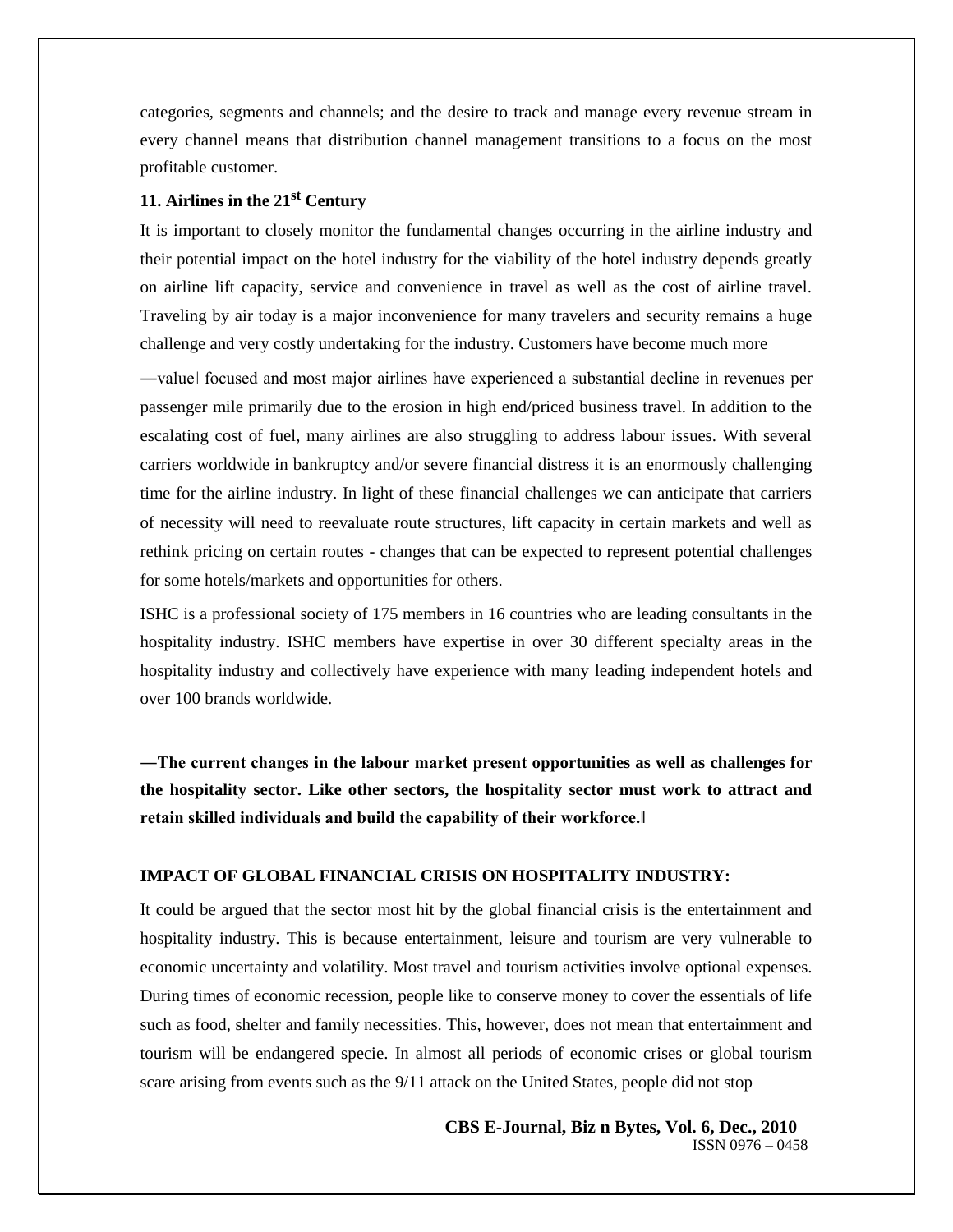categories, segments and channels; and the desire to track and manage every revenue stream in every channel means that distribution channel management transitions to a focus on the most profitable customer.

### 11. Airlines in the 21st Century

It is important to closely monitor the fundamental changes occurring in the airline industry and their potential impact on the hotel industry for the viability of the hotel industry depends greatly on airline lift capacity, service and convenience in travel as well as the cost of airline travel. Traveling by air today is a major inconvenience for many travelers and security remains a huge challenge and very costly undertaking for the industry. Customers have become much more ―value‖ focused and most major airlines have experienced a substantial decline in revenues per passenger mile primarily due to the erosion in high end/priced business travel. In addition to the escalating cost of fuel, many airlines are also struggling to address labour issues. With several carriers worldwide in bankruptcy and/or severe financial distress it is an enormously challenging time for the airline industry. In light of these financial challenges we can anticipate that carriers of necessity will need to reevaluate route structures, lift capacity in certain markets and well as rethink pricing on certain routes - changes that can be expected to represent potential challenges for some hotels/markets and opportunities for others.

ISHC is a professional society of 175 members in 16 countries who are leading consultants in the hospitality industry. ISHC members have expertise in over 30 different specialty areas in the hospitality industry and collectively have experience with many leading independent hotels and over 100 brands worldwide.

**―The current changes in the labour market present opportunities as well as challenges for the hospitality sector. Like other sectors, the hospitality sector must work to attract and retain skilled individuals and build the capability of their workforce.‖**

### IMPACT OF GLOBAL FINANCIAL CRISIS ON HOSPITALITY INDUSTRY:

It could be argued that the sector most hit by the global financial crisis is the entertainment and hospitality industry. This is because entertainment, leisure and tourism are very vulnerable to economic uncertainty and volatility. Most travel and tourism activities involve optional expenses. During times of economic recession, people like to conserve money to cover the essentials of life such as food, shelter and family necessities. This, however, does not mean that entertainment and tourism will be endangered specie. In almost all periods of economic crises or global tourism scare arising from events such as the 9/11 attack on the United States, people did not stop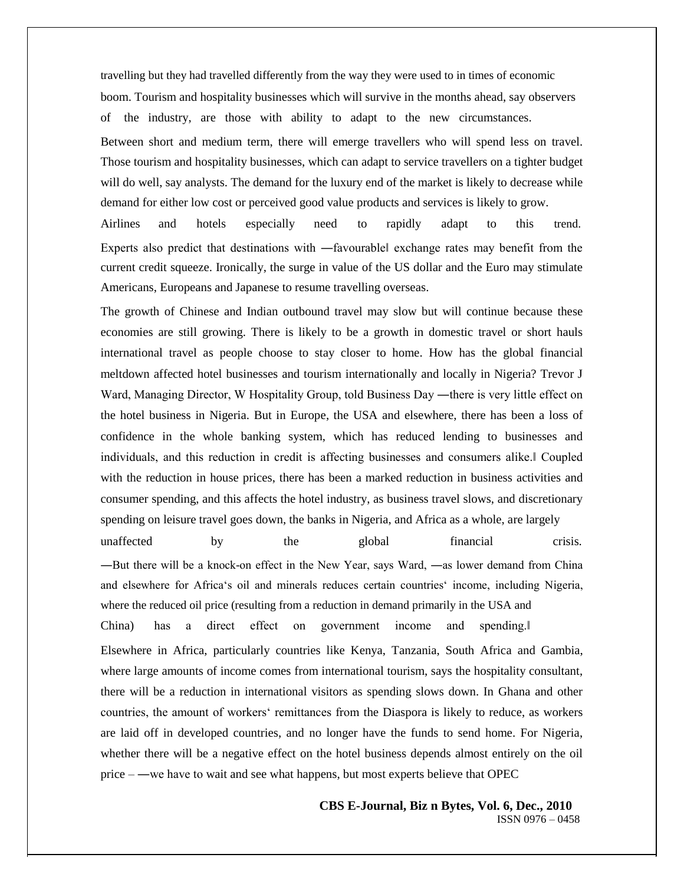travelling but they had travelled differently from the way they were used to in times of economic boom. Tourism and hospitality businesses which will survive in the months ahead, say observers of the industry, are those with ability to adapt to the new circumstances.

Between short and medium term, there will emerge travellers who will spend less on travel. Those tourism and hospitality businesses, which can adapt to service travellers on a tighter budget will do well, say analysts. The demand for the luxury end of the market is likely to decrease while demand for either low cost or perceived good value products and services is likely to grow. Airlines and hotels especially need to rapidly adapt to this trend.

Experts also predict that destinations with ―favourable‖ exchange rates may benefit from the current credit squeeze. Ironically, the surge in value of the US dollar and the Euro may stimulate Americans, Europeans and Japanese to resume travelling overseas.

The growth of Chinese and Indian outbound travel may slow but will continue because these economies are still growing. There is likely to be a growth in domestic travel or short hauls international travel as people choose to stay closer to home. How has the global financial meltdown affected hotel businesses and tourism internationally and locally in Nigeria? Trevor J Ward, Managing Director, W Hospitality Group, told Business Day ―there is very little effect on the hotel business in Nigeria. But in Europe, the USA and elsewhere, there has been a loss of confidence in the whole banking system, which has reduced lending to businesses and individuals, and this reduction in credit is affecting businesses and consumers alike.‖ Coupled with the reduction in house prices, there has been a marked reduction in business activities and consumer spending, and this affects the hotel industry, as business travel slows, and discretionary spending on leisure travel goes down, the banks in Nigeria, and Africa as a whole, are largely unaffected by the global financial crisis.

―But there will be a knock-on effect in the New Year, says Ward, ―as lower demand from China and elsewhere for Africa‗s oil and minerals reduces certain countries‗ income, including Nigeria, where the reduced oil price (resulting from a reduction in demand primarily in the USA and China) has a direct effect on government income and spending.‖

Elsewhere in Africa, particularly countries like Kenya, Tanzania, South Africa and Gambia, where large amounts of income comes from international tourism, says the hospitality consultant, there will be a reduction in international visitors as spending slows down. In Ghana and other countries, the amount of workers‗ remittances from the Diaspora is likely to reduce, as workers are laid off in developed countries, and no longer have the funds to send home. For Nigeria, whether there will be a negative effect on the hotel business depends almost entirely on the oil price – ―we have to wait and see what happens, but most experts believe that OPEC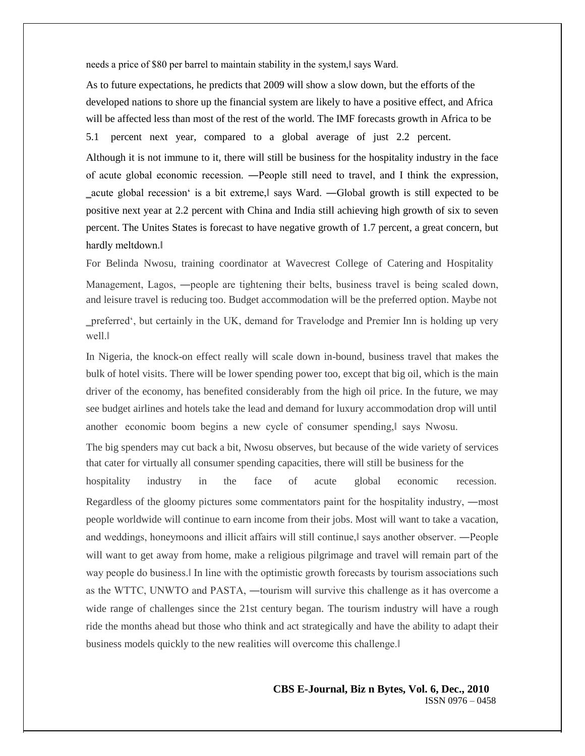needs a price of $80 per barrel to maintain stability in the system,‖ says Ward.

As to future expectations, he predicts that 2009 will show a slow down, but the efforts of the developed nations to shore up the financial system are likely to have a positive effect, and Africa will be affected less than most of the rest of the world. The IMF forecasts growth in Africa to be 5.1 percent next year, compared to a global average of just 2.2 percent.

Although it is not immune to it, there will still be business for the hospitality industry in the face of acute global economic recession. ―People still need to travel, and I think the expression, ‗acute global recession' is a bit extreme,‖ says Ward. ―Global growth is still expected to be positive next year at 2.2 percent with China and India still achieving high growth of six to seven percent. The Unites States is forecast to have negative growth of 1.7 percent, a great concern, but hardly meltdown.‖

For Belinda Nwosu, training coordinator at Wavecrest College of Catering and Hospitality Management, Lagos, ―people are tightening their belts, business travel is being scaled down, and leisure travel is reducing too. Budget accommodation will be the preferred option. Maybe not ‗preferred', but certainly in the UK, demand for Travelodge and Premier Inn is holding up very well.‖

In Nigeria, the knock-on effect really will scale down in-bound, business travel that makes the bulk of hotel visits. There will be lower spending power too, except that big oil, which is the main driver of the economy, has benefited considerably from the high oil price. In the future, we may see budget airlines and hotels take the lead and demand for luxury accommodation drop will until another economic boom begins a new cycle of consumer spending,‖ says Nwosu.

The big spenders may cut back a bit, Nwosu observes, but because of the wide variety of services that cater for virtually all consumer spending capacities, there will still be business for the hospitality industry in the face of acute global economic recession.

Regardless of the gloomy pictures some commentators paint for the hospitality industry, ―most people worldwide will continue to earn income from their jobs. Most will want to take a vacation, and weddings, honeymoons and illicit affairs will still continue,‖ says another observer. ―People will want to get away from home, make a religious pilgrimage and travel will remain part of the way people do business.‖ In line with the optimistic growth forecasts by tourism associations such as the WTTC, UNWTO and PASTA, ―tourism will survive this challenge as it has overcome a wide range of challenges since the 21st century began. The tourism industry will have a rough ride the months ahead but those who think and act strategically and have the ability to adapt their business models quickly to the new realities will overcome this challenge.‖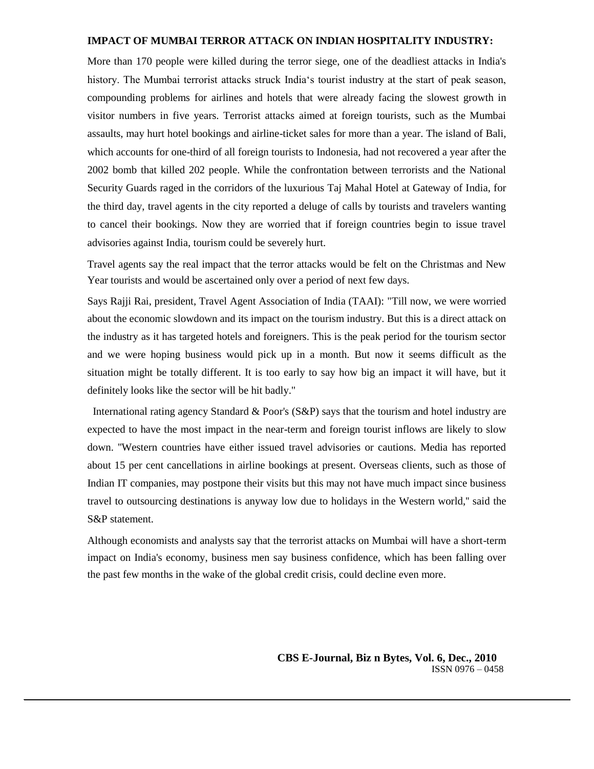**IMPACT OF MUMBAI TERROR ATTACK ON INDIAN HOSPITALITY INDUSTRY:**

More than 170 people were killed during the terror siege, one of the deadliest attacks in India's history. The Mumbai terrorist attacks struck India's tourist industry at the start of peak season, compounding problems for airlines and hotels that were already facing the slowest growth in visitor numbers in five years. Terrorist attacks aimed at foreign tourists, such as the Mumbai assaults, may hurt hotel bookings and airline-ticket sales for more than a year. The island of Bali, which accounts for one-third of all foreign tourists to Indonesia, had not recovered a year after the 2002 bomb that killed 202 people. While the confrontation between terrorists and the National Security Guards raged in the corridors of the luxurious Taj Mahal Hotel at Gateway of India, for the third day, travel agents in the city reported a deluge of calls by tourists and travelers wanting to cancel their bookings. Now they are worried that if foreign countries begin to issue travel advisories against India, tourism could be severely hurt.

Travel agents say the real impact that the terror attacks would be felt on the Christmas and New Year tourists and would be ascertained only over a period of next few days.

Says Rajji Rai, president, Travel Agent Association of India (TAAI): "Till now, we were worried about the economic slowdown and its impact on the tourism industry. But this is a direct attack on the industry as it has targeted hotels and foreigners. This is the peak period for the tourism sector and we were hoping business would pick up in a month. But now it seems difficult as the situation might be totally different. It is too early to say how big an impact it will have, but it definitely looks like the sector will be hit badly."

International rating agency Standard & Poor's (S&P) says that the tourism and hotel industry are expected to have the most impact in the near-term and foreign tourist inflows are likely to slow down. "Western countries have either issued travel advisories or cautions. Media has reported about 15 per cent cancellations in airline bookings at present. Overseas clients, such as those of Indian IT companies, may postpone their visits but this may not have much impact since business travel to outsourcing destinations is anyway low due to holidays in the Western world," said the S&P statement.

Although economists and analysts say that the terrorist attacks on Mumbai will have a short-term impact on India's economy, business men say business confidence, which has been falling over the past few months in the wake of the global credit crisis, could decline even more.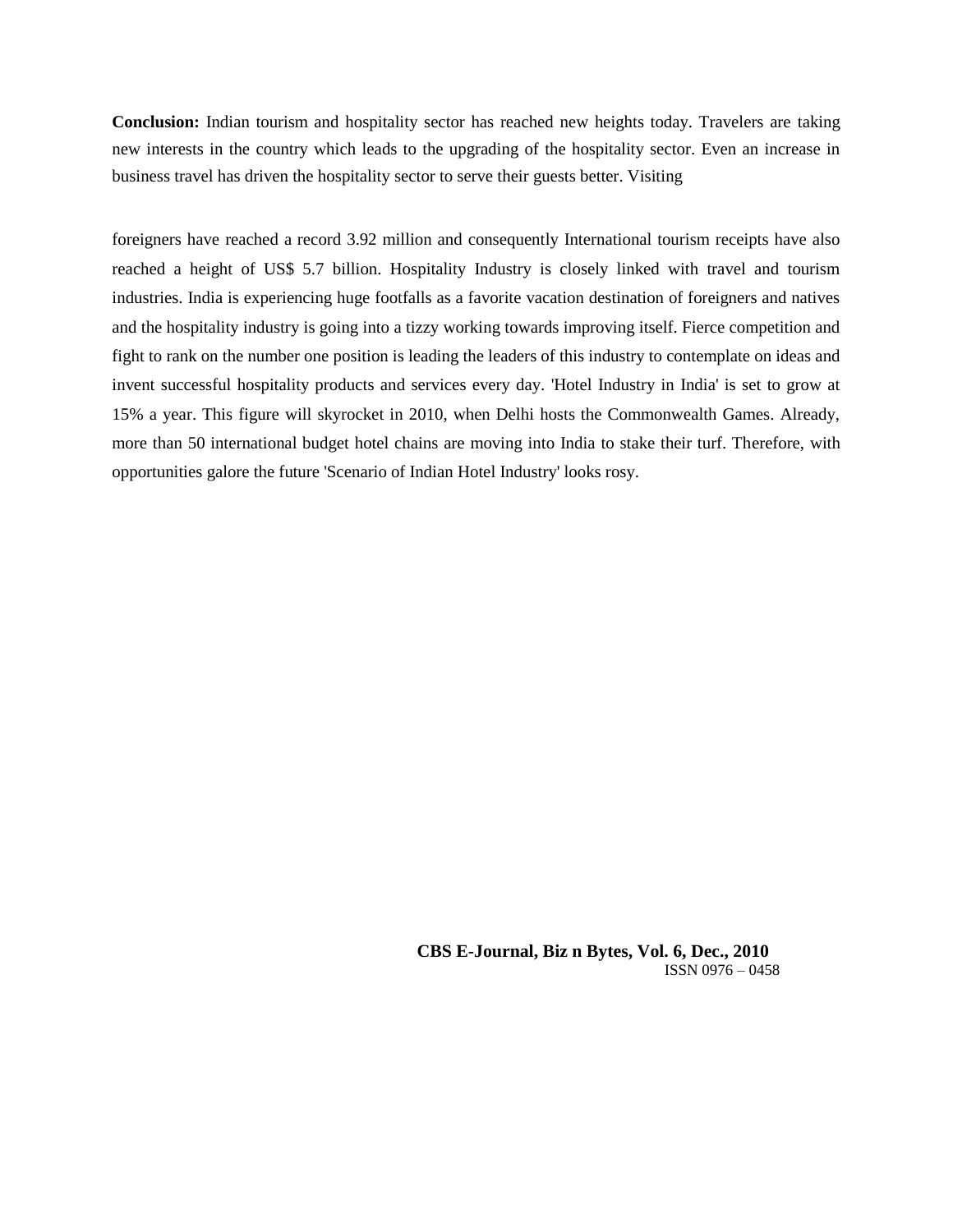**Conclusion:** Indian tourism and hospitality sector has reached new heights today. Travelers are taking new interests in the country which leads to the upgrading of the hospitality sector. Even an increase in business travel has driven the hospitality sector to serve their guests better. Visiting foreigners have reached a record 3.92 million and consequently International tourism receipts have also reached a height of US$ 5.7 billion. Hospitality Industry is closely linked with travel and tourism industries. India is experiencing huge footfalls as a favorite vacation destination of foreigners and natives and the hospitality industry is going into a tizzy working towards improving itself. Fierce competition and fight to rank on the number one position is leading the leaders of this industry to contemplate on ideas and invent successful hospitality products and services every day. 'Hotel Industry in India' is set to grow at 15% a year. This figure will skyrocket in 2010, when Delhi hosts the Commonwealth Games. Already, more than 50 international budget hotel chains are moving into India to stake their turf. Therefore, with opportunities galore the future 'Scenario of Indian Hotel Industry' looks rosy.